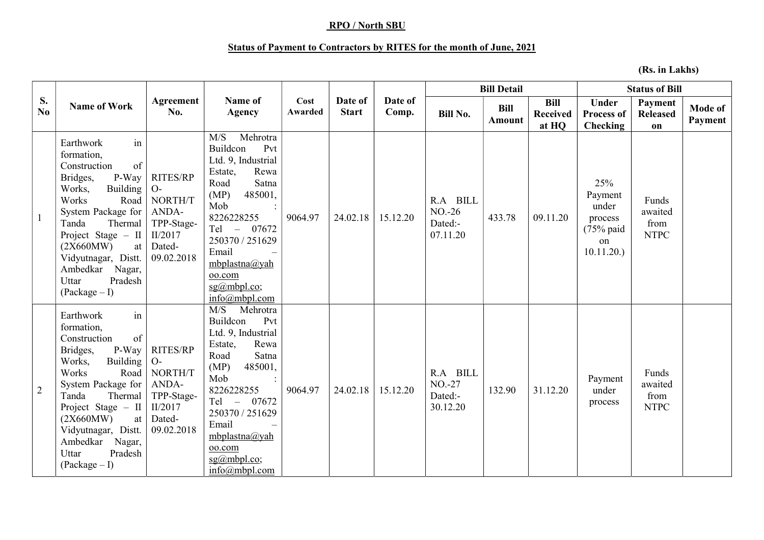**RPO / North SBU**

**Status of Payment to Contractors by RITES for the month of June, 2021**

**(Rs. in Lakhs)**

| S. No | Name of Work | Agreement No. | Name of Agency | Cost Awarded | Date of Start | Date of Comp. | Bill Detail | | | Status of Bill | | |
|---|---|---|---|---|---|---|---|---|---|---|---|---|
| | | | | | | | Bill No. | Bill Amount | Bill Received at HQ | Under Process of Checking | Payment Released on | Mode of Payment |
| 1 | Earthwork in formation, Construction of Bridges, P-Way Works, Building Works Road System Package for Tanda Thermal Project Stage – II (2X660MW) at Vidyutnagar, Distt. Ambedkar Nagar, Uttar Pradesh (Package – I) | RITES/RPO-NORTH/TANDA-TPP-Stage-II/2017 Dated-09.02.2018 | M/S Mehrotra Buildcon Pvt Ltd. 9, Industrial Estate, Rewa Road Satna (MP) 485001, Mob : 8226228255 Tel – 07672 250370 / 251629 Email – mbplastna@yahoo.com sg@mbpl.co; info@mbpl.com | 9064.97 | 24.02.18 | 15.12.20 | R.A BILL NO.-26 Dated:- 07.11.20 | 433.78 | 09.11.20 | 25% Payment under process (75% paid on 10.11.20.) | Funds awaited from NTPC | |
| 2 | Earthwork in formation, Construction of Bridges, P-Way Works, Building Works Road System Package for Tanda Thermal Project Stage – II (2X660MW) at Vidyutnagar, Distt. Ambedkar Nagar, Uttar Pradesh (Package – I) | RITES/RPO-NORTH/TANDA-TPP-Stage-II/2017 Dated-09.02.2018 | M/S Mehrotra Buildcon Pvt Ltd. 9, Industrial Estate, Rewa Road Satna (MP) 485001, Mob : 8226228255 Tel – 07672 250370 / 251629 Email – mbplastna@yahoo.com sg@mbpl.co; info@mbpl.com | 9064.97 | 24.02.18 | 15.12.20 | R.A BILL NO.-27 Dated:- 30.12.20 | 132.90 | 31.12.20 | Payment under process | Funds awaited from NTPC | |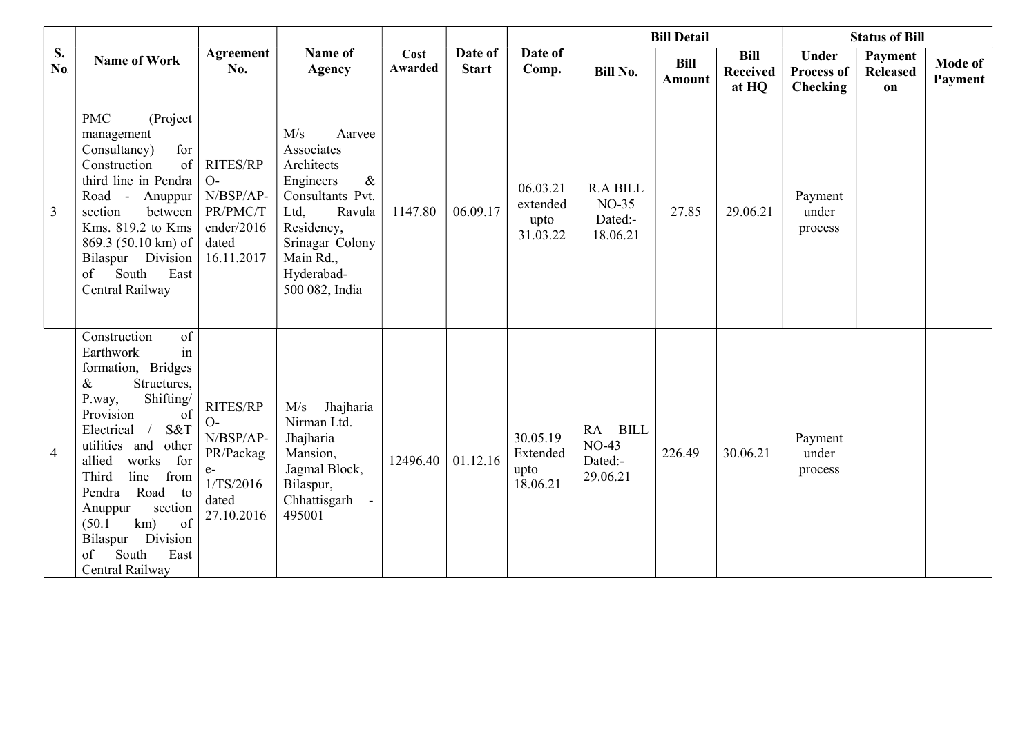| S. No | Name of Work | Agreement No. | Name of Agency | Cost Awarded | Date of Start | Date of Comp. | Bill Detail | | | Status of Bill | | |
|---|---|---|---|---|---|---|---|---|---|---|---|---|
| | | | | | | | Bill No. | Bill Amount | Bill Received at HQ | Under Process of Checking | Payment Released on | Mode of Payment |
| 3 | PMC (Project management Consultancy) for Construction of third line in Pendra Road - Anuppur section between Kms. 819.2 to Kms 869.3 (50.10 km) of Bilaspur Division of South East Central Railway | RITES/RPO-N/BSP/AP-PR/PMC/Tender/2016 dated 16.11.2017 | M/s Aarvee Associates Architects Engineers & Consultants Pvt. Ltd, Ravula Residency, Srinagar Colony Main Rd., Hyderabad-500 082, India | 1147.80 | 06.09.17 | 06.03.21 extended upto 31.03.22 | R.A BILL NO-35 Dated:-18.06.21 | 27.85 | 29.06.21 | Payment under process | | |
| 4 | Construction of Earthwork in formation, Bridges & Structures, P.way, Shifting/ Provision of Electrical / S&T utilities and other allied works for Third line from Pendra Road to Anuppur section (50.1 km) of Bilaspur Division of South East Central Railway | RITES/RPO-N/BSP/AP-PR/Package-1/TS/2016 dated 27.10.2016 | M/s Jhajharia Nirman Ltd. Jhajharia Mansion, Jagmal Block, Bilaspur, Chhattisgarh - 495001 | 12496.40 | 01.12.16 | 30.05.19 Extended upto 18.06.21 | RA BILL NO-43 Dated:-29.06.21 | 226.49 | 30.06.21 | Payment under process | | |